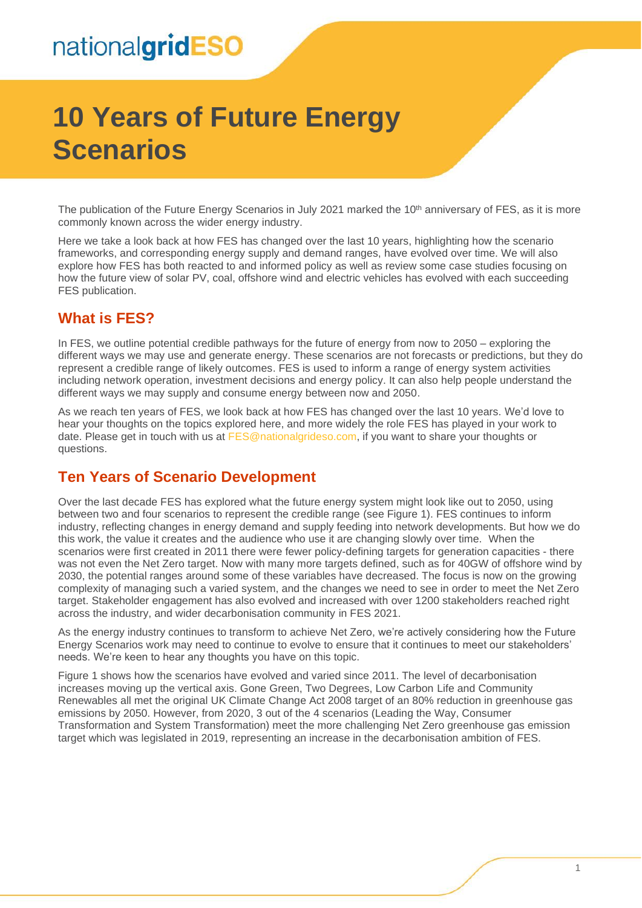nationalgridESO

# 10 Years of Future Energy Scenarios

The publication of the Future Energy Scenarios in July 2021 marked the 10th anniversary of FES, as it is more commonly known across the wider energy industry.

Here we take a look back at how FES has changed over the last 10 years, highlighting how the scenario frameworks, and corresponding energy supply and demand ranges, have evolved over time. We will also explore how FES has both reacted to and informed policy as well as review some case studies focusing on how the future view of solar PV, coal, offshore wind and electric vehicles has evolved with each succeeding FES publication.

## What is FES?

In FES, we outline potential credible pathways for the future of energy from now to 2050 – exploring the different ways we may use and generate energy. These scenarios are not forecasts or predictions, but they do represent a credible range of likely outcomes. FES is used to inform a range of energy system activities including network operation, investment decisions and energy policy. It can also help people understand the different ways we may supply and consume energy between now and 2050.

As we reach ten years of FES, we look back at how FES has changed over the last 10 years. We'd love to hear your thoughts on the topics explored here, and more widely the role FES has played in your work to date. Please get in touch with us at FES@nationalgrideso.com, if you want to share your thoughts or questions.

## Ten Years of Scenario Development

Over the last decade FES has explored what the future energy system might look like out to 2050, using between two and four scenarios to represent the credible range (see Figure 1). FES continues to inform industry, reflecting changes in energy demand and supply feeding into network developments. But how we do this work, the value it creates and the audience who use it are changing slowly over time. When the scenarios were first created in 2011 there were fewer policy-defining targets for generation capacities - there was not even the Net Zero target. Now with many more targets defined, such as for 40GW of offshore wind by 2030, the potential ranges around some of these variables have decreased. The focus is now on the growing complexity of managing such a varied system, and the changes we need to see in order to meet the Net Zero target. Stakeholder engagement has also evolved and increased with over 1200 stakeholders reached right across the industry, and wider decarbonisation community in FES 2021.

As the energy industry continues to transform to achieve Net Zero, we're actively considering how the Future Energy Scenarios work may need to continue to evolve to ensure that it continues to meet our stakeholders' needs. We're keen to hear any thoughts you have on this topic.

Figure 1 shows how the scenarios have evolved and varied since 2011. The level of decarbonisation increases moving up the vertical axis. Gone Green, Two Degrees, Low Carbon Life and Community Renewables all met the original UK Climate Change Act 2008 target of an 80% reduction in greenhouse gas emissions by 2050. However, from 2020, 3 out of the 4 scenarios (Leading the Way, Consumer Transformation and System Transformation) meet the more challenging Net Zero greenhouse gas emission target which was legislated in 2019, representing an increase in the decarbonisation ambition of FES.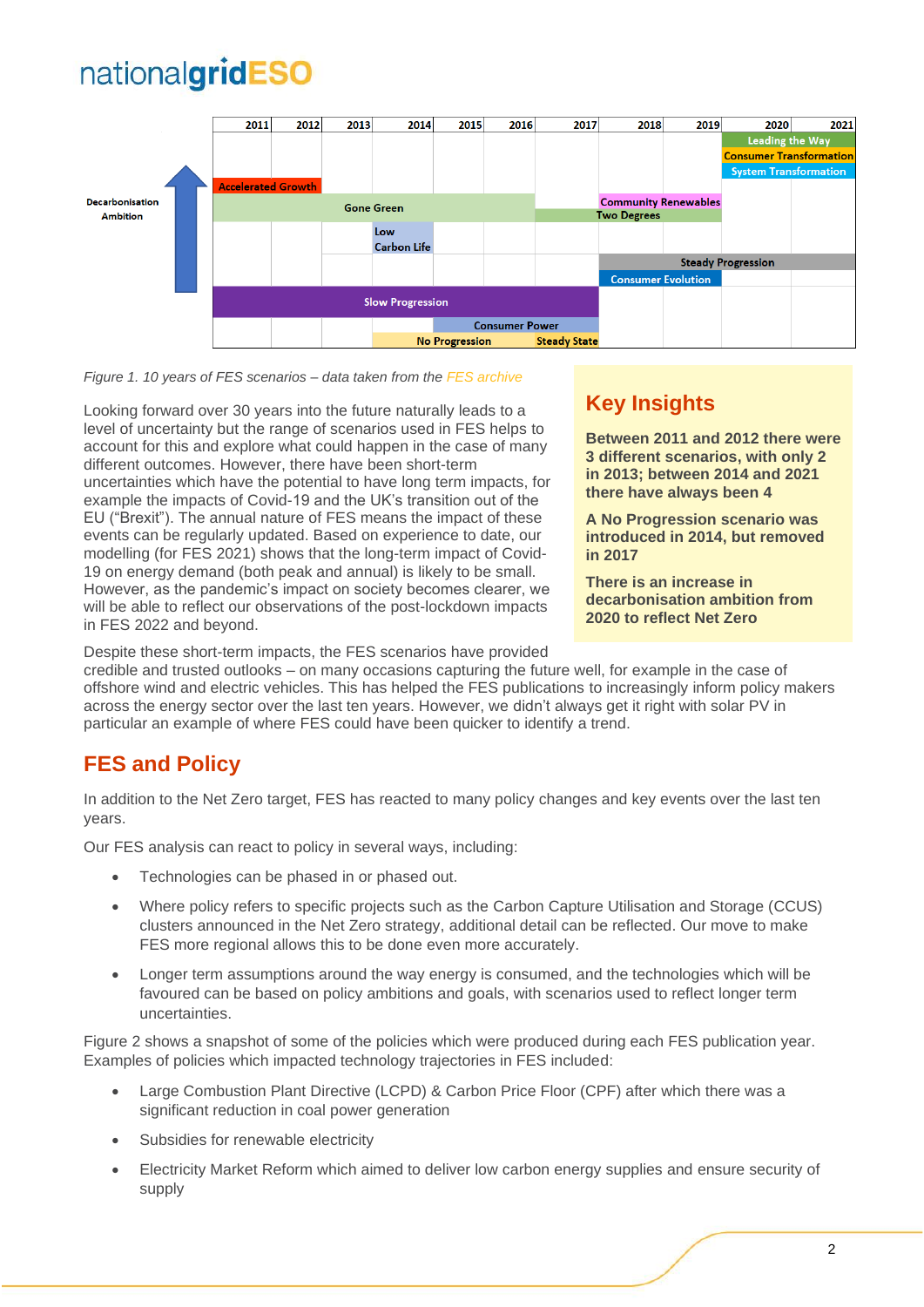| Scenario | 2011 | 2012 | 2013 | 2014 | 2015 | 2016 | 2017 | 2018 | 2019 | 2020 | 2021 |
|---|---|---|---|---|---|---|---|---|---|---|---|
| Leading the Way | | | | | | | | | | ✓ | ✓ |
| Consumer Transformation | | | | | | | | | | ✓ | ✓ |
| System Transformation | | | | | | | | | | ✓ | ✓ |
| Accelerated Growth | ✓ | ✓ | | | | | | | | | |
| Gone Green | ✓ | ✓ | ✓ | ✓ | ✓ | ✓ | | | | | |
| Community Renewables | | | | | | | | ✓ | ✓ | | |
| Two Degrees | | | | | | | ✓ | ✓ | ✓ | | |
| Low Carbon Life | | | | ✓ | | | | | | | |
| Steady Progression | | | | | | | | ✓ | ✓ | ✓ | ✓ |
| Consumer Evolution | | | | | | | | ✓ | ✓ | | |
| Slow Progression | ✓ | ✓ | ✓ | ✓ | ✓ | ✓ | ✓ | | | | |
| Consumer Power | | | | | ✓ | ✓ | ✓ | | | | |
| No Progression | | | | ✓ | ✓ | ✓ | | | | | |
| Steady State | | | | | | | ✓ | | | | |

Decarbonisation Ambition (increasing upwards)

*Figure 1. 10 years of FES scenarios – data taken from the FES archive*

## Key Insights

**Between 2011 and 2012 there were 3 different scenarios, with only 2 in 2013; between 2014 and 2021 there have always been 4**

**A No Progression scenario was introduced in 2014, but removed in 2017**

**There is an increase in decarbonisation ambition from 2020 to reflect Net Zero**

Looking forward over 30 years into the future naturally leads to a level of uncertainty but the range of scenarios used in FES helps to account for this and explore what could happen in the case of many different outcomes. However, there have been short-term uncertainties which have the potential to have long term impacts, for example the impacts of Covid-19 and the UK's transition out of the EU ("Brexit"). The annual nature of FES means the impact of these events can be regularly updated. Based on experience to date, our modelling (for FES 2021) shows that the long-term impact of Covid-19 on energy demand (both peak and annual) is likely to be small. However, as the pandemic's impact on society becomes clearer, we will be able to reflect our observations of the post-lockdown impacts in FES 2022 and beyond.

Despite these short-term impacts, the FES scenarios have provided credible and trusted outlooks – on many occasions capturing the future well, for example in the case of offshore wind and electric vehicles. This has helped the FES publications to increasingly inform policy makers across the energy sector over the last ten years. However, we didn't always get it right with solar PV in particular an example of where FES could have been quicker to identify a trend.

## FES and Policy

In addition to the Net Zero target, FES has reacted to many policy changes and key events over the last ten years.

Our FES analysis can react to policy in several ways, including:

- Technologies can be phased in or phased out.
- Where policy refers to specific projects such as the Carbon Capture Utilisation and Storage (CCUS) clusters announced in the Net Zero strategy, additional detail can be reflected. Our move to make FES more regional allows this to be done even more accurately.
- Longer term assumptions around the way energy is consumed, and the technologies which will be favoured can be based on policy ambitions and goals, with scenarios used to reflect longer term uncertainties.

Figure 2 shows a snapshot of some of the policies which were produced during each FES publication year. Examples of policies which impacted technology trajectories in FES included:

- Large Combustion Plant Directive (LCPD) & Carbon Price Floor (CPF) after which there was a significant reduction in coal power generation
- Subsidies for renewable electricity
- Electricity Market Reform which aimed to deliver low carbon energy supplies and ensure security of supply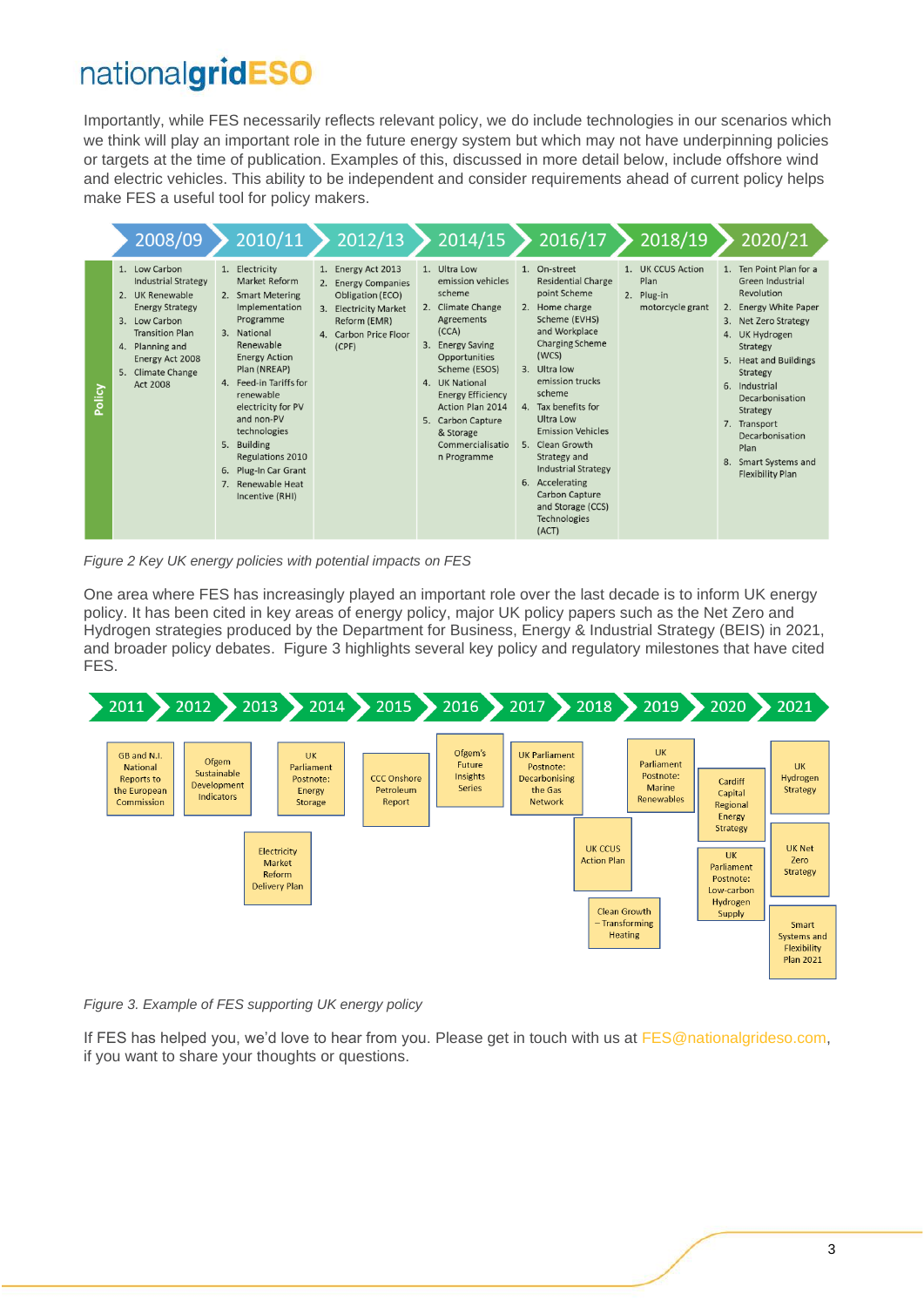Importantly, while FES necessarily reflects relevant policy, we do include technologies in our scenarios which we think will play an important role in the future energy system but which may not have underpinning policies or targets at the time of publication. Examples of this, discussed in more detail below, include offshore wind and electric vehicles. This ability to be independent and consider requirements ahead of current policy helps make FES a useful tool for policy makers.

| | 2008/09 | 2010/11 | 2012/13 | 2014/15 | 2016/17 | 2018/19 | 2020/21 |
|---|---|---|---|---|---|---|---|
| Policy | 1. Low Carbon Industrial Strategy<br>2. UK Renewable Energy Strategy<br>3. Low Carbon Transition Plan<br>4. Planning and Energy Act 2008<br>5. Climate Change Act 2008 | 1. Electricity Market Reform<br>2. Smart Metering Implementation Programme<br>3. National Renewable Energy Action Plan (NREAP)<br>4. Feed-in Tariffs for renewable electricity for PV and non-PV technologies<br>5. Building Regulations 2010<br>6. Plug-In Car Grant<br>7. Renewable Heat Incentive (RHI) | 1. Energy Act 2013<br>2. Energy Companies Obligation (ECO)<br>3. Electricity Market Reform (EMR)<br>4. Carbon Price Floor (CPF) | 1. Ultra Low emission vehicles scheme<br>2. Climate Change Agreements (CCA)<br>3. Energy Saving Opportunities Scheme (ESOS)<br>4. UK National Energy Efficiency Action Plan 2014<br>5. Carbon Capture & Storage Commercialisation Programme | 1. On-street Residential Charge point Scheme<br>2. Home charge Scheme (EVHS) and Workplace Charging Scheme (WCS)<br>3. Ultra low emission trucks scheme<br>4. Tax benefits for Ultra Low Emission Vehicles<br>5. Clean Growth Strategy and Industrial Strategy<br>6. Accelerating Carbon Capture and Storage (CCS) Technologies (ACT) | 1. UK CCUS Action Plan<br>2. Plug-in motorcycle grant | 1. Ten Point Plan for a Green Industrial Revolution<br>2. Energy White Paper<br>3. Net Zero Strategy<br>4. UK Hydrogen Strategy<br>5. Heat and Buildings Strategy<br>6. Industrial Decarbonisation Strategy<br>7. Transport Decarbonisation Plan<br>8. Smart Systems and Flexibility Plan |

*Figure 2 Key UK energy policies with potential impacts on FES*

One area where FES has increasingly played an important role over the last decade is to inform UK energy policy. It has been cited in key areas of energy policy, major UK policy papers such as the Net Zero and Hydrogen strategies produced by the Department for Business, Energy & Industrial Strategy (BEIS) in 2021, and broader policy debates. Figure 3 highlights several key policy and regulatory milestones that have cited FES.

| Year | Milestones |
|---|---|
| 2011 | GB and N.I. National Reports to the European Commission |
| 2012 | Ofgem Sustainable Development Indicators |
| 2013 | UK Parliament Postnote: Energy Storage; Electricity Market Reform Delivery Plan |
| 2014 | |
| 2015 | CCC Onshore Petroleum Report |
| 2016 | Ofgem's Future Insights Series |
| 2017 | UK Parliament Postnote: Decarbonising the Gas Network |
| 2018 | UK CCUS Action Plan; Clean Growth – Transforming Heating |
| 2019 | UK Parliament Postnote: Marine Renewables |
| 2020 | Cardiff Capital Regional Energy Strategy; UK Parliament Postnote: Low-carbon Hydrogen Supply |
| 2021 | UK Hydrogen Strategy; UK Net Zero Strategy; Smart Systems and Flexibility Plan 2021 |

*Figure 3. Example of FES supporting UK energy policy*

If FES has helped you, we'd love to hear from you. Please get in touch with us at FES@nationalgrideso.com, if you want to share your thoughts or questions.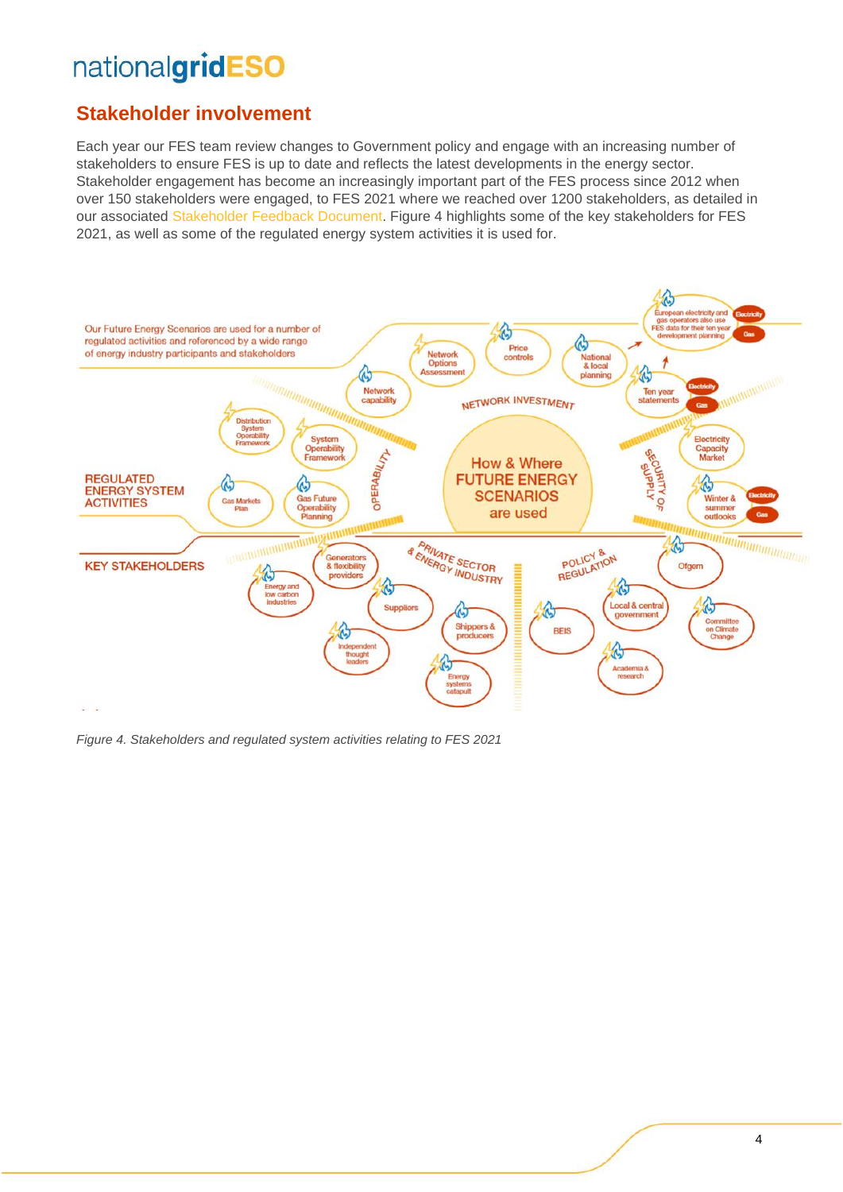## Stakeholder involvement

Each year our FES team review changes to Government policy and engage with an increasing number of stakeholders to ensure FES is up to date and reflects the latest developments in the energy sector. Stakeholder engagement has become an increasingly important part of the FES process since 2012 when over 150 stakeholders were engaged, to FES 2021 where we reached over 1200 stakeholders, as detailed in our associated Stakeholder Feedback Document. Figure 4 highlights some of the key stakeholders for FES 2021, as well as some of the regulated energy system activities it is used for.

*Figure 4. Stakeholders and regulated system activities relating to FES 2021*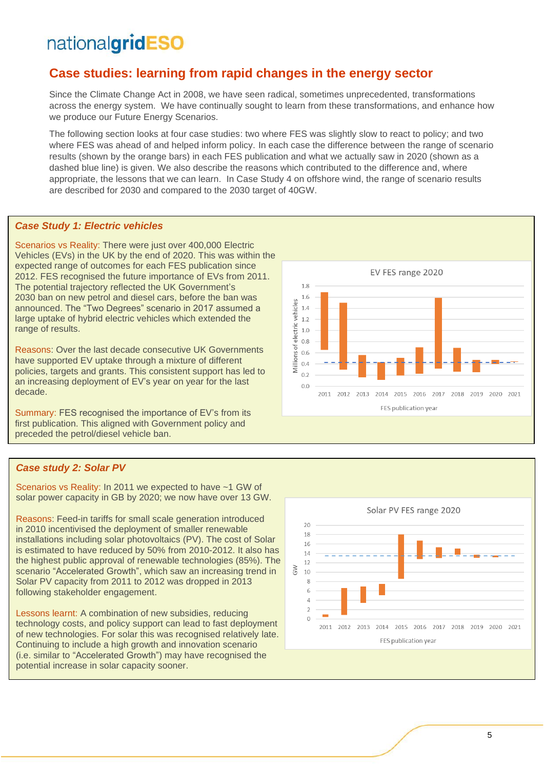# Case studies: learning from rapid changes in the energy sector

Since the Climate Change Act in 2008, we have seen radical, sometimes unprecedented, transformations across the energy system. We have continually sought to learn from these transformations, and enhance how we produce our Future Energy Scenarios.

The following section looks at four case studies: two where FES was slightly slow to react to policy; and two where FES was ahead of and helped inform policy. In each case the difference between the range of scenario results (shown by the orange bars) in each FES publication and what we actually saw in 2020 (shown as a dashed blue line) is given. We also describe the reasons which contributed to the difference and, where appropriate, the lessons that we can learn. In Case Study 4 on offshore wind, the range of scenario results are described for 2030 and compared to the 2030 target of 40GW.

## *Case Study 1: Electric vehicles*

Scenarios vs Reality: There were just over 400,000 Electric Vehicles (EVs) in the UK by the end of 2020. This was within the expected range of outcomes for each FES publication since 2012. FES recognised the future importance of EVs from 2011. The potential trajectory reflected the UK Government's 2030 ban on new petrol and diesel cars, before the ban was announced. The "Two Degrees" scenario in 2017 assumed a large uptake of hybrid electric vehicles which extended the range of results.

Reasons: Over the last decade consecutive UK Governments have supported EV uptake through a mixture of different policies, targets and grants. This consistent support has led to an increasing deployment of EV's year on year for the last decade.

Summary: FES recognised the importance of EV's from its first publication. This aligned with Government policy and preceded the petrol/diesel vehicle ban.

EV FES range 2020

## *Case study 2: Solar PV*

Scenarios vs Reality: In 2011 we expected to have ~1 GW of solar power capacity in GB by 2020; we now have over 13 GW.

Reasons: Feed-in tariffs for small scale generation introduced in 2010 incentivised the deployment of smaller renewable installations including solar photovoltaics (PV). The cost of Solar is estimated to have reduced by 50% from 2010-2012. It also has the highest public approval of renewable technologies (85%). The scenario "Accelerated Growth", which saw an increasing trend in Solar PV capacity from 2011 to 2012 was dropped in 2013 following stakeholder engagement.

Lessons learnt: A combination of new subsidies, reducing technology costs, and policy support can lead to fast deployment of new technologies. For solar this was recognised relatively late. Continuing to include a high growth and innovation scenario (i.e. similar to "Accelerated Growth") may have recognised the potential increase in solar capacity sooner.

Solar PV FES range 2020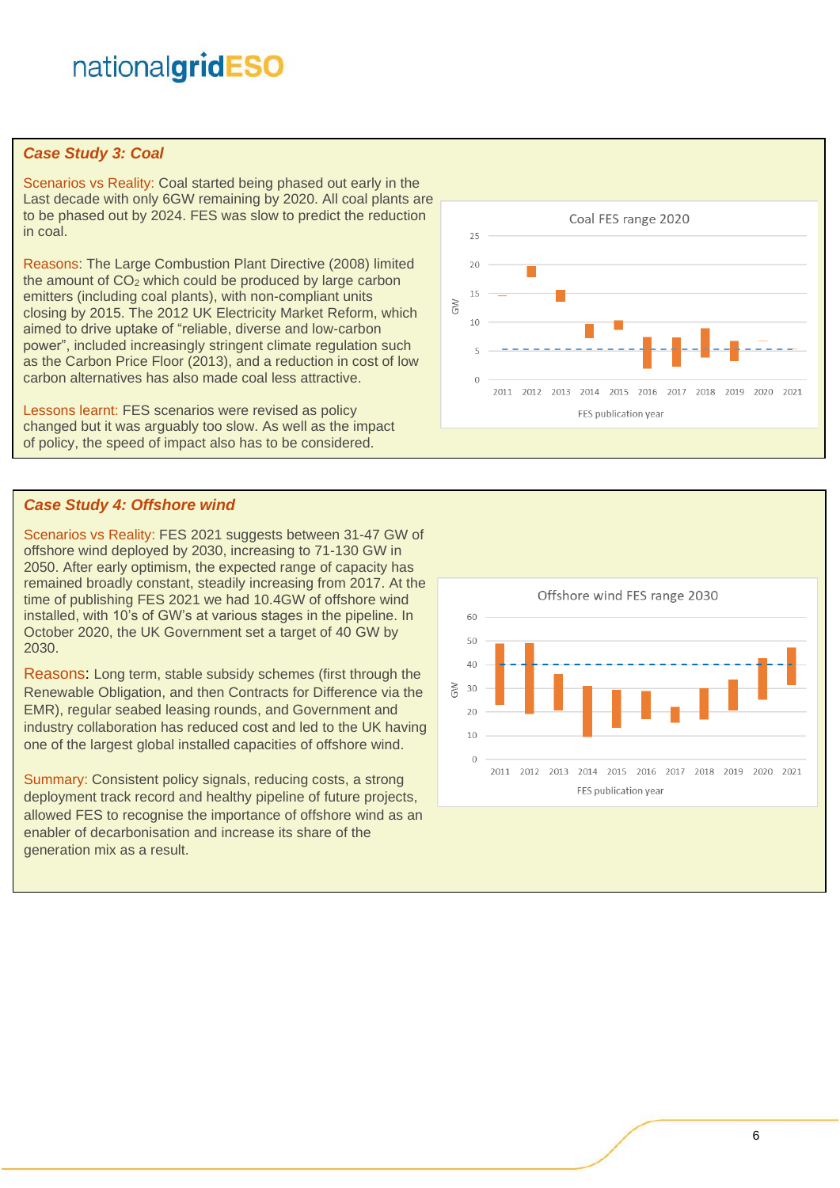## Case Study 3: Coal

Scenarios vs Reality: Coal started being phased out early in the Last decade with only 6GW remaining by 2020. All coal plants are to be phased out by 2024. FES was slow to predict the reduction in coal.

Reasons: The Large Combustion Plant Directive (2008) limited the amount of $CO_2$ which could be produced by large carbon emitters (including coal plants), with non-compliant units closing by 2015. The 2012 UK Electricity Market Reform, which aimed to drive uptake of "reliable, diverse and low-carbon power", included increasingly stringent climate regulation such as the Carbon Price Floor (2013), and a reduction in cost of low carbon alternatives has also made coal less attractive.

Lessons learnt: FES scenarios were revised as policy changed but it was arguably too slow. As well as the impact of policy, the speed of impact also has to be considered.

Coal FES range 2020

## Case Study 4: Offshore wind

Scenarios vs Reality: FES 2021 suggests between 31-47 GW of offshore wind deployed by 2030, increasing to 71-130 GW in 2050. After early optimism, the expected range of capacity has remained broadly constant, steadily increasing from 2017. At the time of publishing FES 2021 we had 10.4GW of offshore wind installed, with 10's of GW's at various stages in the pipeline. In October 2020, the UK Government set a target of 40 GW by 2030.

Reasons: Long term, stable subsidy schemes (first through the Renewable Obligation, and then Contracts for Difference via the EMR), regular seabed leasing rounds, and Government and industry collaboration has reduced cost and led to the UK having one of the largest global installed capacities of offshore wind.

Summary: Consistent policy signals, reducing costs, a strong deployment track record and healthy pipeline of future projects, allowed FES to recognise the importance of offshore wind as an enabler of decarbonisation and increase its share of the generation mix as a result.

Offshore wind FES range 2030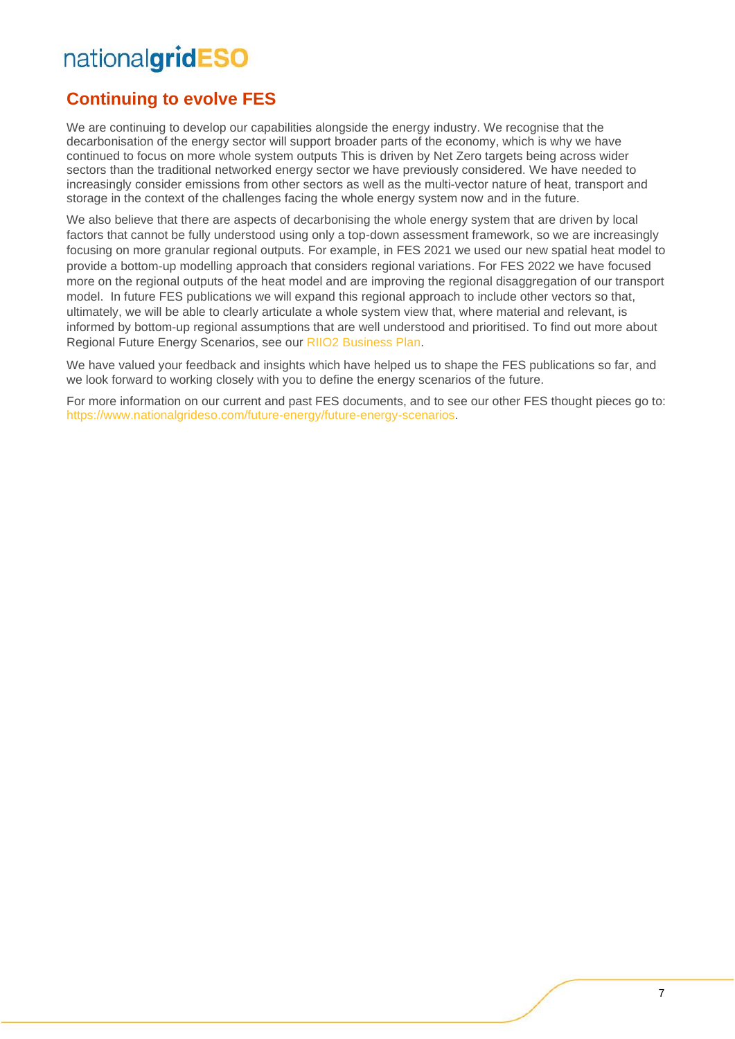## Continuing to evolve FES

We are continuing to develop our capabilities alongside the energy industry. We recognise that the decarbonisation of the energy sector will support broader parts of the economy, which is why we have continued to focus on more whole system outputs This is driven by Net Zero targets being across wider sectors than the traditional networked energy sector we have previously considered. We have needed to increasingly consider emissions from other sectors as well as the multi-vector nature of heat, transport and storage in the context of the challenges facing the whole energy system now and in the future.

We also believe that there are aspects of decarbonising the whole energy system that are driven by local factors that cannot be fully understood using only a top-down assessment framework, so we are increasingly focusing on more granular regional outputs. For example, in FES 2021 we used our new spatial heat model to provide a bottom-up modelling approach that considers regional variations. For FES 2022 we have focused more on the regional outputs of the heat model and are improving the regional disaggregation of our transport model. In future FES publications we will expand this regional approach to include other vectors so that, ultimately, we will be able to clearly articulate a whole system view that, where material and relevant, is informed by bottom-up regional assumptions that are well understood and prioritised. To find out more about Regional Future Energy Scenarios, see our RIIO2 Business Plan.

We have valued your feedback and insights which have helped us to shape the FES publications so far, and we look forward to working closely with you to define the energy scenarios of the future.

For more information on our current and past FES documents, and to see our other FES thought pieces go to: https://www.nationalgrideso.com/future-energy/future-energy-scenarios.